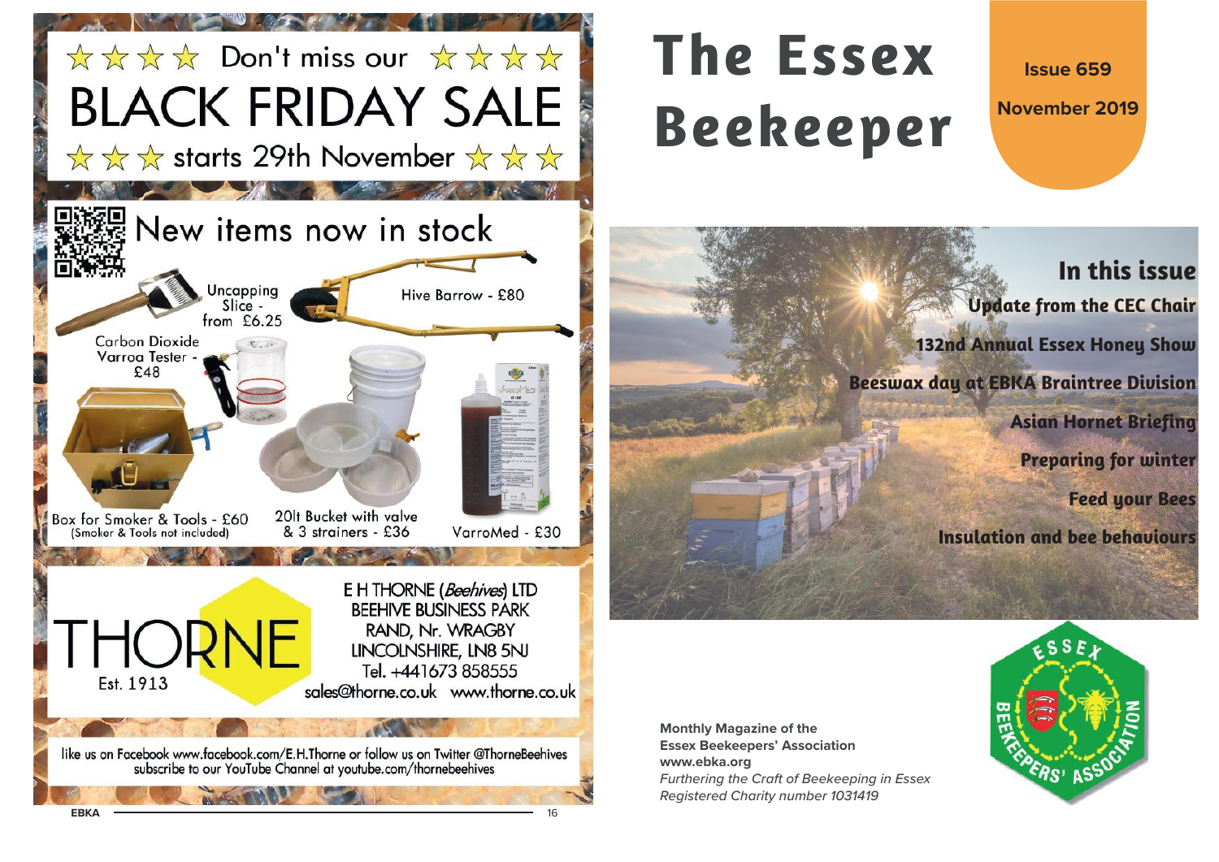★★★★ Don't miss our ★★★★

# BLACK FRIDAY SALE

★★★ starts 29th November ★★★

## New items now in stock

- Uncapping Slice - from £6.25
- Hive Barrow - £80
- Carbon Dioxide Varroa Tester - £48
- Box for Smoker & Tools - £60 (Smoker & Tools not included)
- 20lt Bucket with valve & 3 strainers - £36
- VarroMed - £30

THORNE Est. 1913

E H THORNE (*Beehives*) LTD
BEEHIVE BUSINESS PARK
RAND, Nr. WRAGBY
LINCOLNSHIRE, LN8 5NJ
Tel. +441673 858555
sales@thorne.co.uk www.thorne.co.uk

like us on Facebook www.facebook.com/E.H.Thorne or follow us on Twitter @ThorneBeehives
subscribe to our YouTube Channel at youtube.com/thornebeehives

# The Essex Beekeeper

**Issue 659**

**November 2019**

## In this issue

- Update from the CEC Chair
- 132nd Annual Essex Honey Show
- Beeswax day at EBKA Braintree Division
- Asian Hornet Briefing
- Preparing for winter
- Feed your Bees
- Insulation and bee behaviours

**Monthly Magazine of the**
**Essex Beekeepers' Association**
**www.ebka.org**
*Furthering the Craft of Beekeeping in Essex*
*Registered Charity number 1031419*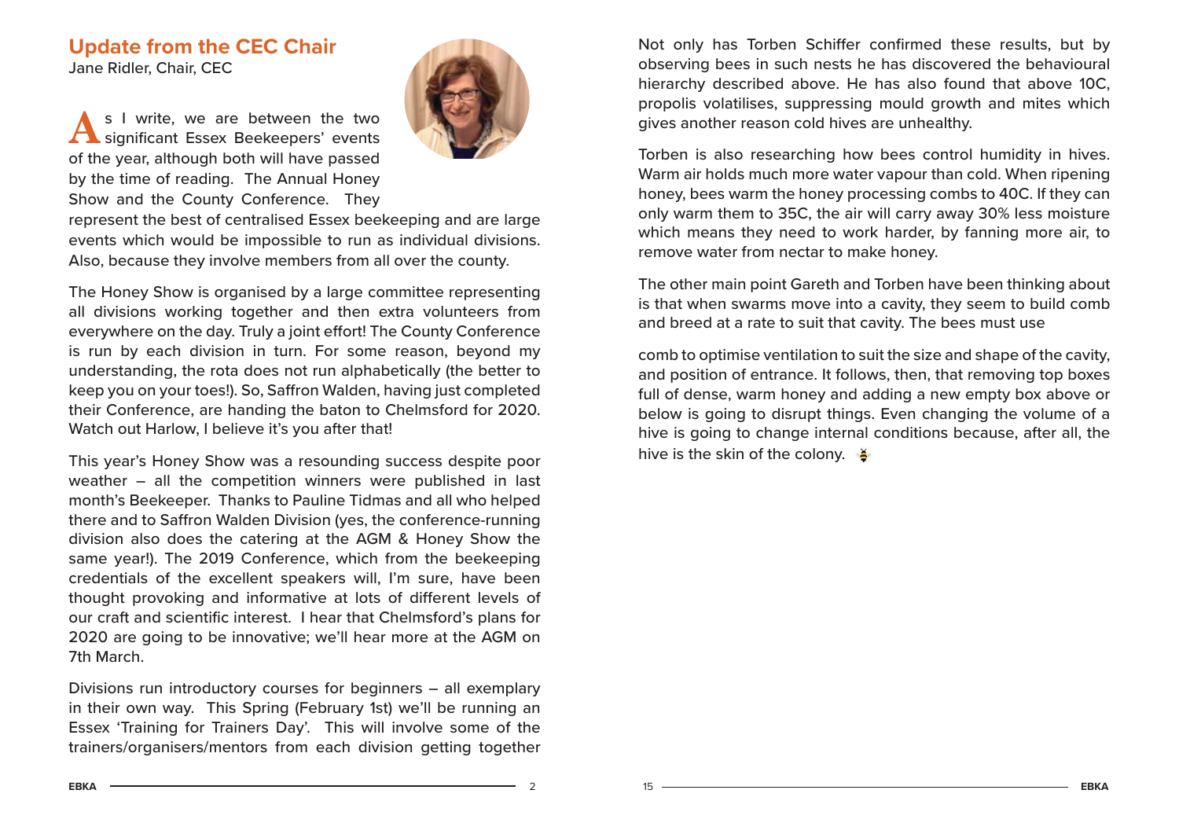## Update from the CEC Chair

Jane Ridler, Chair, CEC

As I write, we are between the two significant Essex Beekeepers' events of the year, although both will have passed by the time of reading. The Annual Honey Show and the County Conference. They represent the best of centralised Essex beekeeping and are large events which would be impossible to run as individual divisions. Also, because they involve members from all over the county.

The Honey Show is organised by a large committee representing all divisions working together and then extra volunteers from everywhere on the day. Truly a joint effort! The County Conference is run by each division in turn. For some reason, beyond my understanding, the rota does not run alphabetically (the better to keep you on your toes!). So, Saffron Walden, having just completed their Conference, are handing the baton to Chelmsford for 2020. Watch out Harlow, I believe it's you after that!

This year's Honey Show was a resounding success despite poor weather – all the competition winners were published in last month's Beekeeper. Thanks to Pauline Tidmas and all who helped there and to Saffron Walden Division (yes, the conference-running division also does the catering at the AGM & Honey Show the same year!). The 2019 Conference, which from the beekeeping credentials of the excellent speakers will, I'm sure, have been thought provoking and informative at lots of different levels of our craft and scientific interest. I hear that Chelmsford's plans for 2020 are going to be innovative; we'll hear more at the AGM on 7th March.

Divisions run introductory courses for beginners – all exemplary in their own way. This Spring (February 1st) we'll be running an Essex 'Training for Trainers Day'. This will involve some of the trainers/organisers/mentors from each division getting together

Not only has Torben Schiffer confirmed these results, but by observing bees in such nests he has discovered the behavioural hierarchy described above. He has also found that above 10C, propolis volatilises, suppressing mould growth and mites which gives another reason cold hives are unhealthy.

Torben is also researching how bees control humidity in hives. Warm air holds much more water vapour than cold. When ripening honey, bees warm the honey processing combs to 40C. If they can only warm them to 35C, the air will carry away 30% less moisture which means they need to work harder, by fanning more air, to remove water from nectar to make honey.

The other main point Gareth and Torben have been thinking about is that when swarms move into a cavity, they seem to build comb and breed at a rate to suit that cavity. The bees must use

comb to optimise ventilation to suit the size and shape of the cavity, and position of entrance. It follows, then, that removing top boxes full of dense, warm honey and adding a new empty box above or below is going to disrupt things. Even changing the volume of a hive is going to change internal conditions because, after all, the hive is the skin of the colony.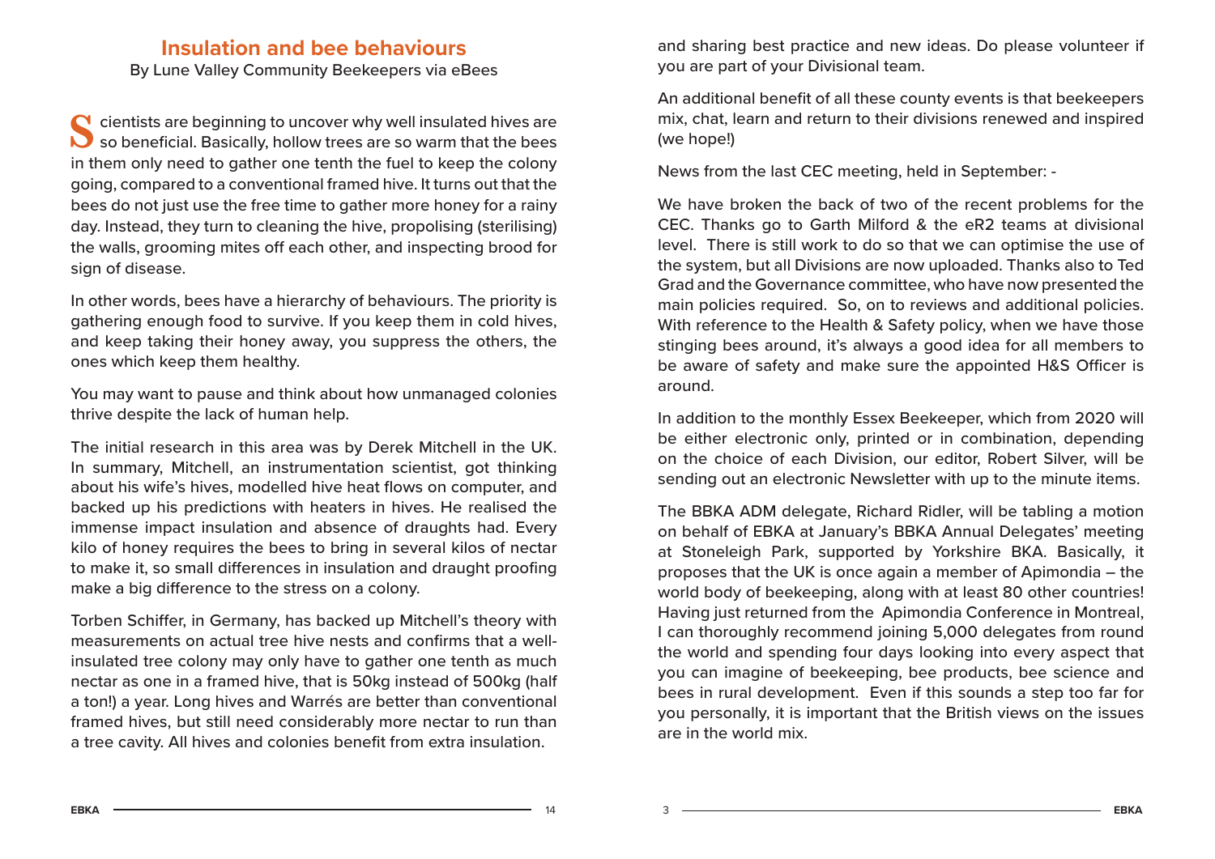## Insulation and bee behaviours

By Lune Valley Community Beekeepers via eBees

Scientists are beginning to uncover why well insulated hives are so beneficial. Basically, hollow trees are so warm that the bees in them only need to gather one tenth the fuel to keep the colony going, compared to a conventional framed hive. It turns out that the bees do not just use the free time to gather more honey for a rainy day. Instead, they turn to cleaning the hive, propolising (sterilising) the walls, grooming mites off each other, and inspecting brood for sign of disease.

In other words, bees have a hierarchy of behaviours. The priority is gathering enough food to survive. If you keep them in cold hives, and keep taking their honey away, you suppress the others, the ones which keep them healthy.

You may want to pause and think about how unmanaged colonies thrive despite the lack of human help.

The initial research in this area was by Derek Mitchell in the UK. In summary, Mitchell, an instrumentation scientist, got thinking about his wife's hives, modelled hive heat flows on computer, and backed up his predictions with heaters in hives. He realised the immense impact insulation and absence of draughts had. Every kilo of honey requires the bees to bring in several kilos of nectar to make it, so small differences in insulation and draught proofing make a big difference to the stress on a colony.

Torben Schiffer, in Germany, has backed up Mitchell's theory with measurements on actual tree hive nests and confirms that a well-insulated tree colony may only have to gather one tenth as much nectar as one in a framed hive, that is 50kg instead of 500kg (half a ton!) a year. Long hives and Warrés are better than conventional framed hives, but still need considerably more nectar to run than a tree cavity. All hives and colonies benefit from extra insulation.

and sharing best practice and new ideas. Do please volunteer if you are part of your Divisional team.

An additional benefit of all these county events is that beekeepers mix, chat, learn and return to their divisions renewed and inspired (we hope!)

News from the last CEC meeting, held in September: -

We have broken the back of two of the recent problems for the CEC. Thanks go to Garth Milford & the eR2 teams at divisional level. There is still work to do so that we can optimise the use of the system, but all Divisions are now uploaded. Thanks also to Ted Grad and the Governance committee, who have now presented the main policies required. So, on to reviews and additional policies. With reference to the Health & Safety policy, when we have those stinging bees around, it's always a good idea for all members to be aware of safety and make sure the appointed H&S Officer is around.

In addition to the monthly Essex Beekeeper, which from 2020 will be either electronic only, printed or in combination, depending on the choice of each Division, our editor, Robert Silver, will be sending out an electronic Newsletter with up to the minute items.

The BBKA ADM delegate, Richard Ridler, will be tabling a motion on behalf of EBKA at January's BBKA Annual Delegates' meeting at Stoneleigh Park, supported by Yorkshire BKA. Basically, it proposes that the UK is once again a member of Apimondia – the world body of beekeeping, along with at least 80 other countries! Having just returned from the Apimondia Conference in Montreal, I can thoroughly recommend joining 5,000 delegates from round the world and spending four days looking into every aspect that you can imagine of beekeeping, bee products, bee science and bees in rural development. Even if this sounds a step too far for you personally, it is important that the British views on the issues are in the world mix.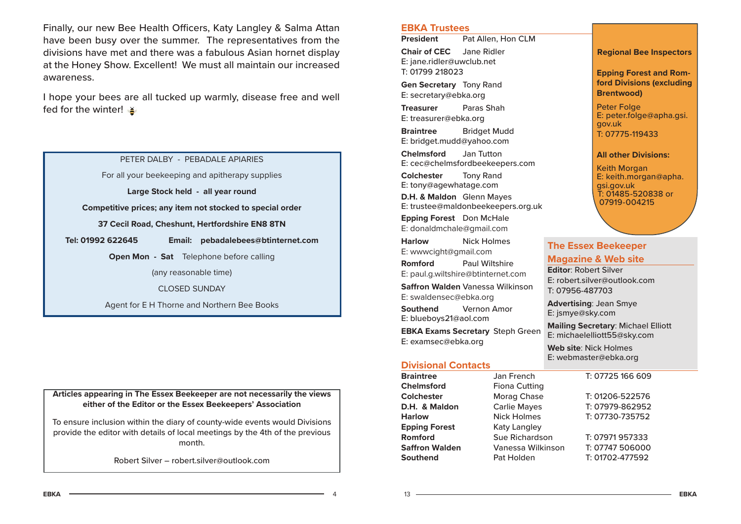Finally, our new Bee Health Officers, Katy Langley & Salma Attan have been busy over the summer. The representatives from the divisions have met and there was a fabulous Asian hornet display at the Honey Show. Excellent! We must all maintain our increased awareness.

I hope your bees are all tucked up warmly, disease free and well fed for the winter! 🐝

PETER DALBY - PEBADALE APIARIES

For all your beekeeping and apitherapy supplies

**Large Stock held - all year round**

**Competitive prices; any item not stocked to special order**

**37 Cecil Road, Cheshunt, Hertfordshire EN8 8TN**

**Tel: 01992 622645** **Email: pebadalebees@btinternet.com**

**Open Mon - Sat** Telephone before calling

(any reasonable time)

CLOSED SUNDAY

Agent for E H Thorne and Northern Bee Books

**Articles appearing in The Essex Beekeeper are not necessarily the views either of the Editor or the Essex Beekeepers' Association**

To ensure inclusion within the diary of county-wide events would Divisions provide the editor with details of local meetings by the 4th of the previous month.

Robert Silver – robert.silver@outlook.com

## EBKA Trustees

**President** Pat Allen, Hon CLM

**Chair of CEC** Jane Ridler
E: jane.ridler@uwclub.net
T: 01799 218023

**Gen Secretary** Tony Rand
E: secretary@ebka.org

**Treasurer** Paras Shah
E: treasurer@ebka.org

**Braintree** Bridget Mudd
E: bridget.mudd@yahoo.com

**Chelmsford** Jan Tutton
E: cec@chelmsfordbeekeepers.com

**Colchester** Tony Rand
E: tony@agewhatage.com

**D.H. & Maldon** Glenn Mayes
E: trustee@maldonbeekeepers.org.uk

**Epping Forest** Don McHale
E: donaldmchale@gmail.com

**Harlow** Nick Holmes
E: wwwcight@gmail.com

**Romford** Paul Wiltshire
E: paul.g.wiltshire@btinternet.com

**Saffron Walden** Vanessa Wilkinson
E: swaldensec@ebka.org

**Southend** Vernon Amor
E: blueboys21@aol.com

**EBKA Exams Secretary** Steph Green
E: examsec@ebka.org

## Regional Bee Inspectors

**Epping Forest and Romford Divisions (excluding Brentwood)**

Peter Folge
E: peter.folge@apha.gsi.gov.uk
T: 07775-119433

**All other Divisions:**

Keith Morgan
E: keith.morgan@apha.gsi.gov.uk
T: 01485-520838 or 07919-004215

## The Essex Beekeeper Magazine & Web site

**Editor**: Robert Silver
E: robert.silver@outlook.com
T: 07956-487703

**Advertising**: Jean Smye
E: jsmye@sky.com

**Mailing Secretary**: Michael Elliott
E: michaelelliott55@sky.com

**Web site**: Nick Holmes
E: webmaster@ebka.org

## Divisional Contacts

| Division | Contact | Telephone |
|---|---|---|
| **Braintree** | Jan French | T: 07725 166 609 |
| **Chelmsford** | Fiona Cutting | |
| **Colchester** | Morag Chase | T: 01206-522576 |
| **D.H. & Maldon** | Carlie Mayes | T: 07979-862952 |
| **Harlow** | Nick Holmes | T: 07730-735752 |
| **Epping Forest** | Katy Langley | |
| **Romford** | Sue Richardson | T: 07971 957333 |
| **Saffron Walden** | Vanessa Wilkinson | T: 07747 506000 |
| **Southend** | Pat Holden | T: 01702-477592 |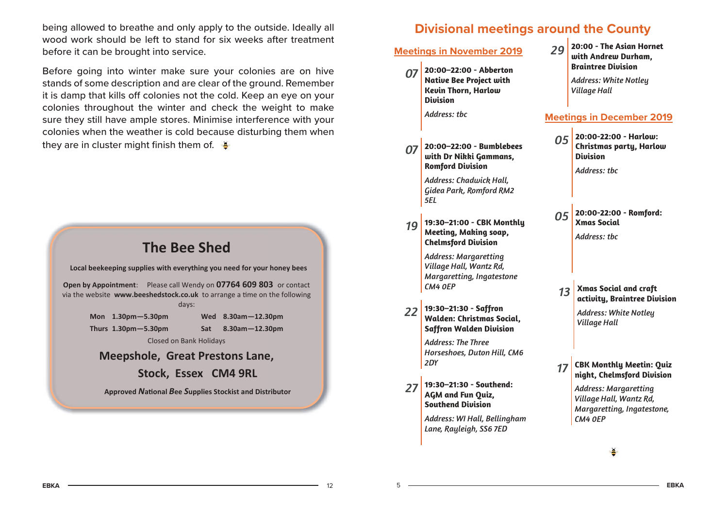being allowed to breathe and only apply to the outside. Ideally all wood work should be left to stand for six weeks after treatment before it can be brought into service.

Before going into winter make sure your colonies are on hive stands of some description and are clear of the ground. Remember it is damp that kills off colonies not the cold. Keep an eye on your colonies throughout the winter and check the weight to make sure they still have ample stores. Minimise interference with your colonies when the weather is cold because disturbing them when they are in cluster might finish them of.

## The Bee Shed

**Local beekeeping supplies with everything you need for your honey bees**

**Open by Appointment**: Please call Wendy on **07764 609 803** or contact via the website **www.beeshedstock.co.uk** to arrange a time on the following days:

| | | | |
|---|---|---|---|
| **Mon** | **1.30pm—5.30pm** | **Wed** | **8.30am—12.30pm** |
| **Thurs** | **1.30pm—5.30pm** | **Sat** | **8.30am—12.30pm** |

Closed on Bank Holidays

**Meepshole, Great Prestons Lane,**

**Stock, Essex CM4 9RL**

**Approved National Bee Supplies Stockist and Distributor**

# Divisional meetings around the County

## Meetings in November 2019

**07** — **20:00–22:00 - Abberton Native Bee Project with Kevin Thorn, Harlow Division**

*Address: tbc*

**07** — **20:00–22:00 - Bumblebees with Dr Nikki Gammans, Romford Division**

*Address: Chadwick Hall, Gidea Park, Romford RM2 5EL*

**19** — **19:30–21:00 - CBK Monthly Meeting, Making soap, Chelmsford Division**

*Address: Margaretting Village Hall, Wantz Rd, Margaretting, Ingatestone CM4 0EP*

**22** — **19:30–21:30 - Saffron Walden: Christmas Social, Saffron Walden Division**

*Address: The Three Horseshoes, Duton Hill, CM6 2DY*

**27** — **19:30–21:30 - Southend: AGM and Fun Quiz, Southend Division**

*Address: WI Hall, Bellingham Lane, Rayleigh, SS6 7ED*

**29** — **20:00 - The Asian Hornet with Andrew Durham, Braintree Division**

*Address: White Notley Village Hall*

## Meetings in December 2019

**05** — **20:00-22:00 - Harlow: Christmas party, Harlow Division**

*Address: tbc*

**05** — **20:00-22:00 - Romford: Xmas Social**

*Address: tbc*

**13** — **Xmas Social and craft activity, Braintree Division**

*Address: White Notley Village Hall*

**17** — **CBK Monthly Meetin: Quiz night, Chelmsford Division**

*Address: Margaretting Village Hall, Wantz Rd, Margaretting, Ingatestone, CM4 0EP*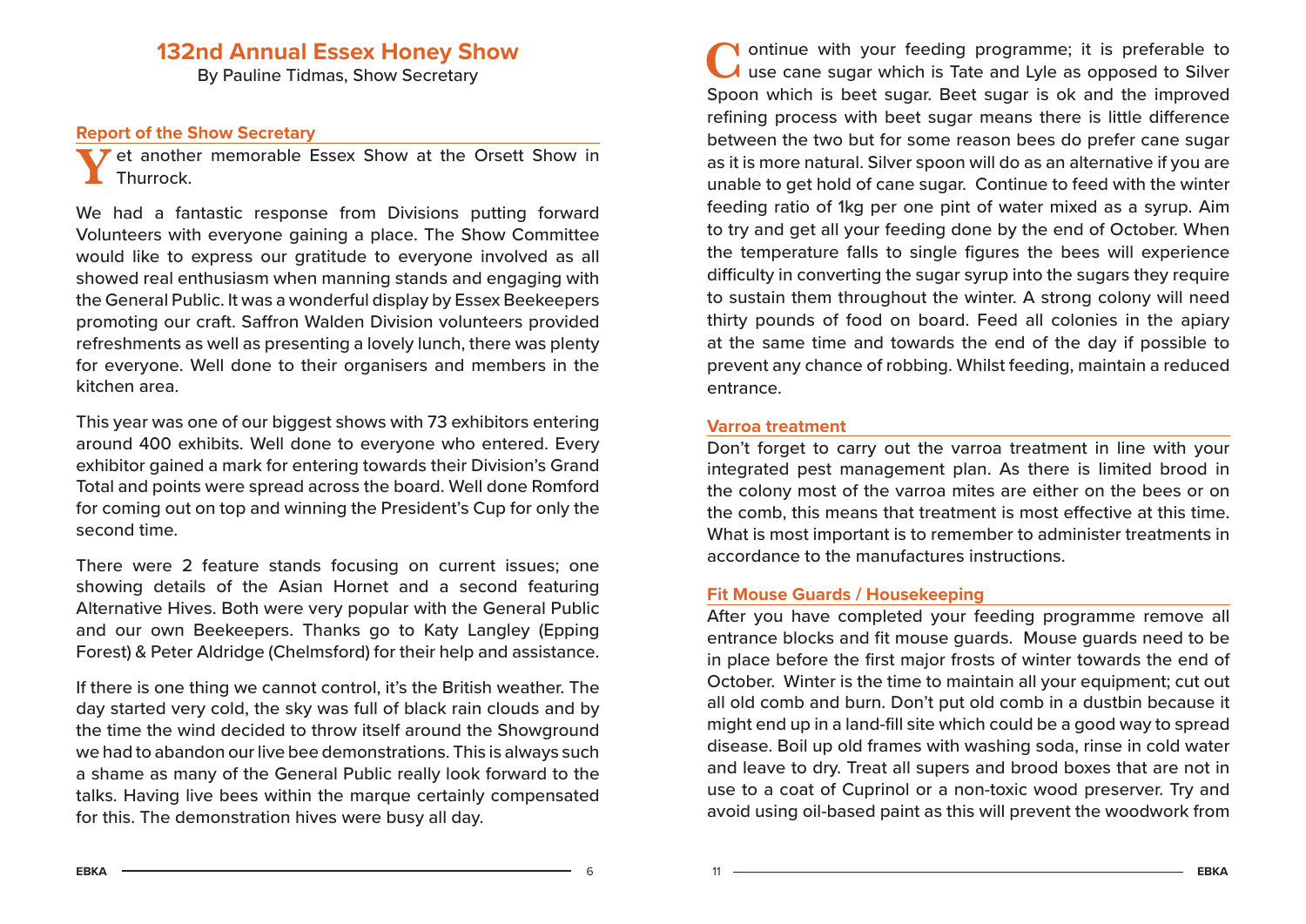# 132nd Annual Essex Honey Show

By Pauline Tidmas, Show Secretary

### Report of the Show Secretary

Yet another memorable Essex Show at the Orsett Show in Thurrock.

We had a fantastic response from Divisions putting forward Volunteers with everyone gaining a place. The Show Committee would like to express our gratitude to everyone involved as all showed real enthusiasm when manning stands and engaging with the General Public. It was a wonderful display by Essex Beekeepers promoting our craft. Saffron Walden Division volunteers provided refreshments as well as presenting a lovely lunch, there was plenty for everyone. Well done to their organisers and members in the kitchen area.

This year was one of our biggest shows with 73 exhibitors entering around 400 exhibits. Well done to everyone who entered. Every exhibitor gained a mark for entering towards their Division's Grand Total and points were spread across the board. Well done Romford for coming out on top and winning the President's Cup for only the second time.

There were 2 feature stands focusing on current issues; one showing details of the Asian Hornet and a second featuring Alternative Hives. Both were very popular with the General Public and our own Beekeepers. Thanks go to Katy Langley (Epping Forest) & Peter Aldridge (Chelmsford) for their help and assistance.

If there is one thing we cannot control, it's the British weather. The day started very cold, the sky was full of black rain clouds and by the time the wind decided to throw itself around the Showground we had to abandon our live bee demonstrations. This is always such a shame as many of the General Public really look forward to the talks. Having live bees within the marque certainly compensated for this. The demonstration hives were busy all day.

Continue with your feeding programme; it is preferable to use cane sugar which is Tate and Lyle as opposed to Silver Spoon which is beet sugar. Beet sugar is ok and the improved refining process with beet sugar means there is little difference between the two but for some reason bees do prefer cane sugar as it is more natural. Silver spoon will do as an alternative if you are unable to get hold of cane sugar. Continue to feed with the winter feeding ratio of 1kg per one pint of water mixed as a syrup. Aim to try and get all your feeding done by the end of October. When the temperature falls to single figures the bees will experience difficulty in converting the sugar syrup into the sugars they require to sustain them throughout the winter. A strong colony will need thirty pounds of food on board. Feed all colonies in the apiary at the same time and towards the end of the day if possible to prevent any chance of robbing. Whilst feeding, maintain a reduced entrance.

### Varroa treatment

Don't forget to carry out the varroa treatment in line with your integrated pest management plan. As there is limited brood in the colony most of the varroa mites are either on the bees or on the comb, this means that treatment is most effective at this time. What is most important is to remember to administer treatments in accordance to the manufactures instructions.

### Fit Mouse Guards / Housekeeping

After you have completed your feeding programme remove all entrance blocks and fit mouse guards. Mouse guards need to be in place before the first major frosts of winter towards the end of October. Winter is the time to maintain all your equipment; cut out all old comb and burn. Don't put old comb in a dustbin because it might end up in a land-fill site which could be a good way to spread disease. Boil up old frames with washing soda, rinse in cold water and leave to dry. Treat all supers and brood boxes that are not in use to a coat of Cuprinol or a non-toxic wood preserver. Try and avoid using oil-based paint as this will prevent the woodwork from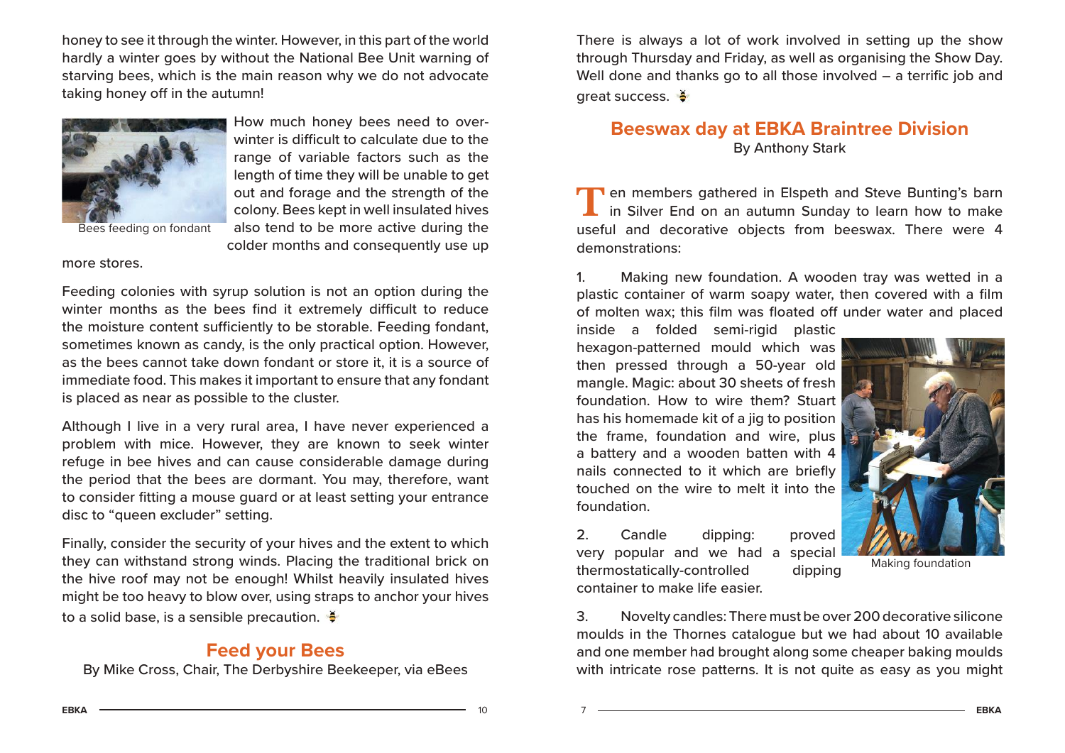honey to see it through the winter. However, in this part of the world hardly a winter goes by without the National Bee Unit warning of starving bees, which is the main reason why we do not advocate taking honey off in the autumn!

Bees feeding on fondant

How much honey bees need to over-winter is difficult to calculate due to the range of variable factors such as the length of time they will be unable to get out and forage and the strength of the colony. Bees kept in well insulated hives also tend to be more active during the colder months and consequently use up more stores.

Feeding colonies with syrup solution is not an option during the winter months as the bees find it extremely difficult to reduce the moisture content sufficiently to be storable. Feeding fondant, sometimes known as candy, is the only practical option. However, as the bees cannot take down fondant or store it, it is a source of immediate food. This makes it important to ensure that any fondant is placed as near as possible to the cluster.

Although I live in a very rural area, I have never experienced a problem with mice. However, they are known to seek winter refuge in bee hives and can cause considerable damage during the period that the bees are dormant. You may, therefore, want to consider fitting a mouse guard or at least setting your entrance disc to "queen excluder" setting.

Finally, consider the security of your hives and the extent to which they can withstand strong winds. Placing the traditional brick on the hive roof may not be enough! Whilst heavily insulated hives might be too heavy to blow over, using straps to anchor your hives to a solid base, is a sensible precaution.

## Feed your Bees

By Mike Cross, Chair, The Derbyshire Beekeeper, via eBees

There is always a lot of work involved in setting up the show through Thursday and Friday, as well as organising the Show Day. Well done and thanks go to all those involved – a terrific job and great success.

## Beeswax day at EBKA Braintree Division

By Anthony Stark

Ten members gathered in Elspeth and Steve Bunting's barn in Silver End on an autumn Sunday to learn how to make useful and decorative objects from beeswax. There were 4 demonstrations:

1. Making new foundation. A wooden tray was wetted in a plastic container of warm soapy water, then covered with a film of molten wax; this film was floated off under water and placed inside a folded semi-rigid plastic hexagon-patterned mould which was then pressed through a 50-year old mangle. Magic: about 30 sheets of fresh foundation. How to wire them? Stuart has his homemade kit of a jig to position the frame, foundation and wire, plus a battery and a wooden batten with 4 nails connected to it which are briefly touched on the wire to melt it into the foundation.

Making foundation

2. Candle dipping: proved very popular and we had a special thermostatically-controlled dipping container to make life easier.

3. Novelty candles: There must be over 200 decorative silicone moulds in the Thornes catalogue but we had about 10 available and one member had brought along some cheaper baking moulds with intricate rose patterns. It is not quite as easy as you might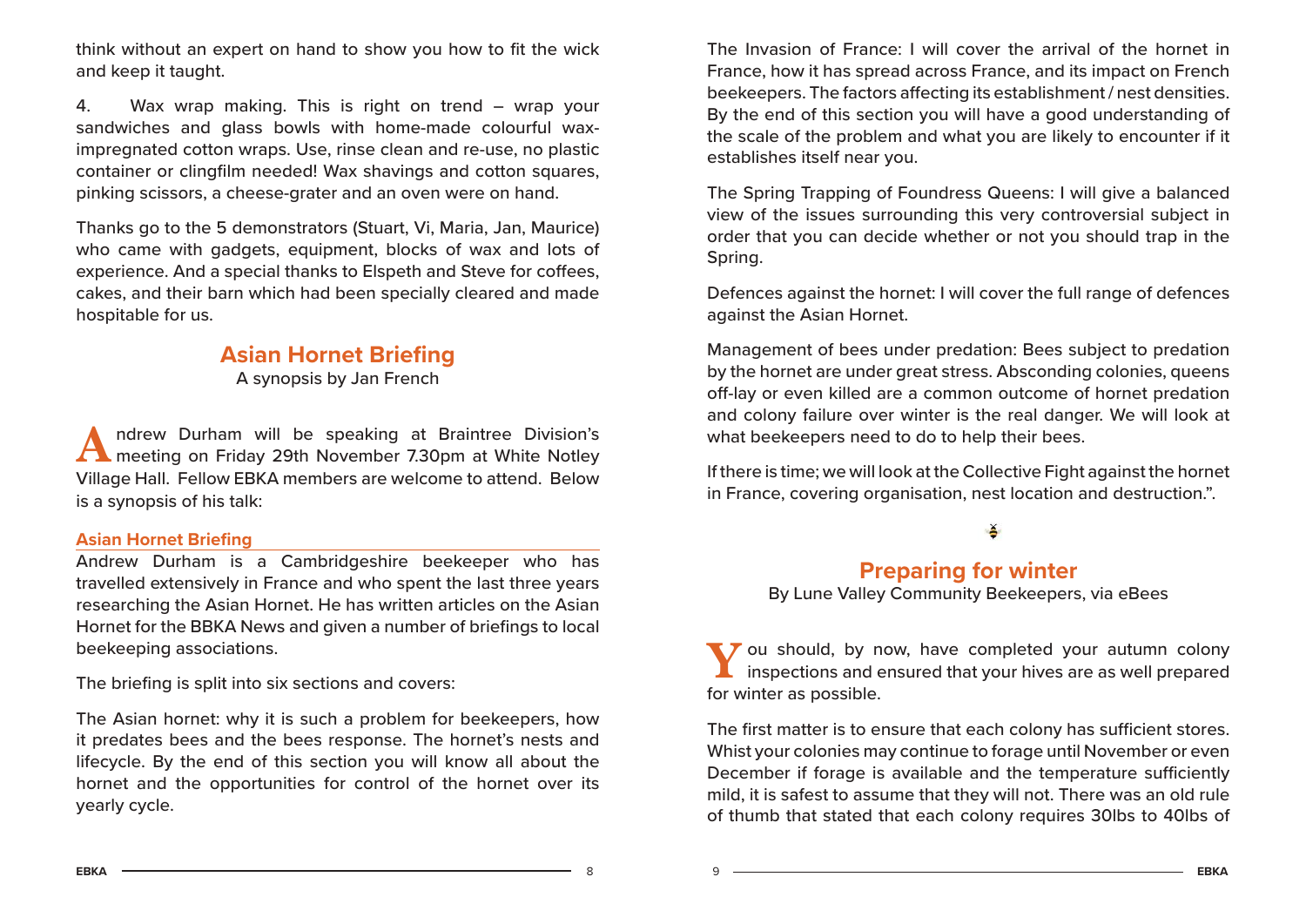think without an expert on hand to show you how to fit the wick and keep it taught.

4. Wax wrap making. This is right on trend – wrap your sandwiches and glass bowls with home-made colourful wax-impregnated cotton wraps. Use, rinse clean and re-use, no plastic container or clingfilm needed! Wax shavings and cotton squares, pinking scissors, a cheese-grater and an oven were on hand.

Thanks go to the 5 demonstrators (Stuart, Vi, Maria, Jan, Maurice) who came with gadgets, equipment, blocks of wax and lots of experience. And a special thanks to Elspeth and Steve for coffees, cakes, and their barn which had been specially cleared and made hospitable for us.

## Asian Hornet Briefing

A synopsis by Jan French

Andrew Durham will be speaking at Braintree Division's meeting on Friday 29th November 7.30pm at White Notley Village Hall. Fellow EBKA members are welcome to attend. Below is a synopsis of his talk:

### Asian Hornet Briefing

Andrew Durham is a Cambridgeshire beekeeper who has travelled extensively in France and who spent the last three years researching the Asian Hornet. He has written articles on the Asian Hornet for the BBKA News and given a number of briefings to local beekeeping associations.

The briefing is split into six sections and covers:

The Asian hornet: why it is such a problem for beekeepers, how it predates bees and the bees response. The hornet's nests and lifecycle. By the end of this section you will know all about the hornet and the opportunities for control of the hornet over its yearly cycle.

The Invasion of France: I will cover the arrival of the hornet in France, how it has spread across France, and its impact on French beekeepers. The factors affecting its establishment / nest densities. By the end of this section you will have a good understanding of the scale of the problem and what you are likely to encounter if it establishes itself near you.

The Spring Trapping of Foundress Queens: I will give a balanced view of the issues surrounding this very controversial subject in order that you can decide whether or not you should trap in the Spring.

Defences against the hornet: I will cover the full range of defences against the Asian Hornet.

Management of bees under predation: Bees subject to predation by the hornet are under great stress. Absconding colonies, queens off-lay or even killed are a common outcome of hornet predation and colony failure over winter is the real danger. We will look at what beekeepers need to do to help their bees.

If there is time; we will look at the Collective Fight against the hornet in France, covering organisation, nest location and destruction.".

## Preparing for winter

By Lune Valley Community Beekeepers, via eBees

You should, by now, have completed your autumn colony inspections and ensured that your hives are as well prepared for winter as possible.

The first matter is to ensure that each colony has sufficient stores. Whist your colonies may continue to forage until November or even December if forage is available and the temperature sufficiently mild, it is safest to assume that they will not. There was an old rule of thumb that stated that each colony requires 30lbs to 40lbs of